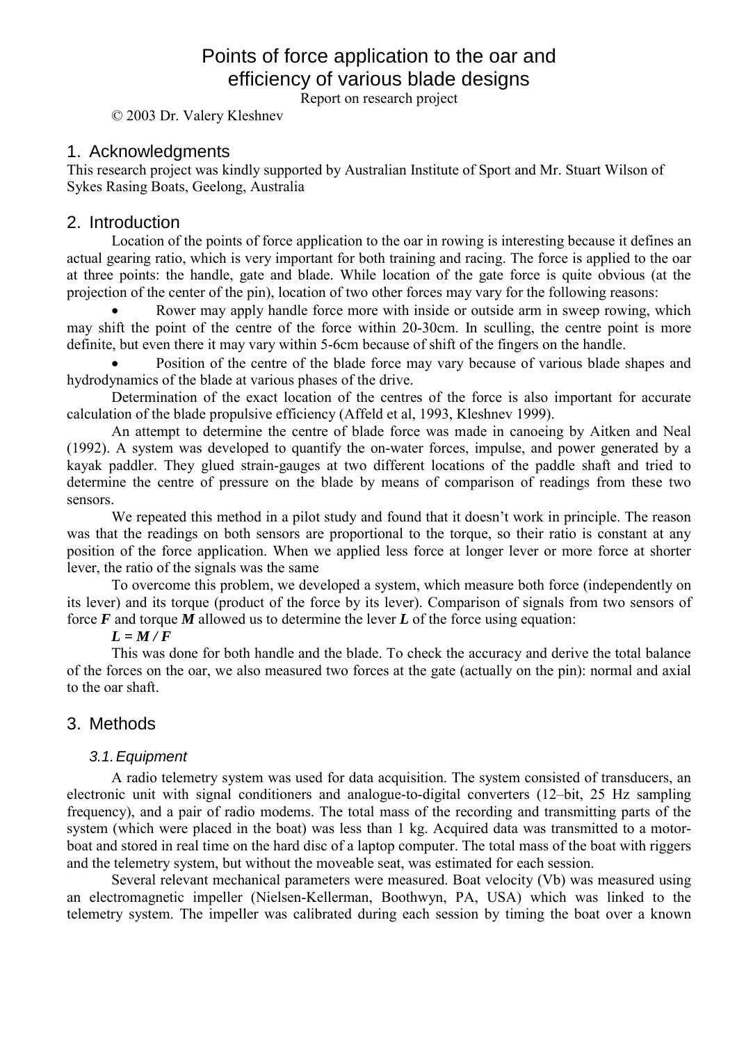# Points of force application to the oar and efficiency of various blade designs

Report on research project

© 2003 Dr. Valery Kleshnev

## 1. Acknowledgments

This research project was kindly supported by Australian Institute of Sport and Mr. Stuart Wilson of Sykes Rasing Boats, Geelong, Australia

## 2. Introduction

Location of the points of force application to the oar in rowing is interesting because it defines an actual gearing ratio, which is very important for both training and racing. The force is applied to the oar at three points: the handle, gate and blade. While location of the gate force is quite obvious (at the projection of the center of the pin), location of two other forces may vary for the following reasons:

- Rower may apply handle force more with inside or outside arm in sweep rowing, which may shift the point of the centre of the force within 20-30cm. In sculling, the centre point is more definite, but even there it may vary within 5-6cm because of shift of the fingers on the handle.
- Position of the centre of the blade force may vary because of various blade shapes and hydrodynamics of the blade at various phases of the drive.

Determination of the exact location of the centres of the force is also important for accurate calculation of the blade propulsive efficiency (Affeld et al, 1993, Kleshnev 1999).

An attempt to determine the centre of blade force was made in canoeing by Aitken and Neal (1992). A system was developed to quantify the on-water forces, impulse, and power generated by a kayak paddler. They glued strain-gauges at two different locations of the paddle shaft and tried to determine the centre of pressure on the blade by means of comparison of readings from these two sensors.

We repeated this method in a pilot study and found that it doesn't work in principle. The reason was that the readings on both sensors are proportional to the torque, so their ratio is constant at any position of the force application. When we applied less force at longer lever or more force at shorter lever, the ratio of the signals was the same

To overcome this problem, we developed a system, which measure both force (independently on its lever) and its torque (product of the force by its lever). Comparison of signals from two sensors of force $\boldsymbol{F}$ and torque $\boldsymbol{M}$ allowed us to determine the lever $\boldsymbol{L}$ of the force using equation:

$$\boldsymbol{L} = \boldsymbol{M} / \boldsymbol{F}$$

This was done for both handle and the blade. To check the accuracy and derive the total balance of the forces on the oar, we also measured two forces at the gate (actually on the pin): normal and axial to the oar shaft.

## 3. Methods

### 3.1. Equipment

A radio telemetry system was used for data acquisition. The system consisted of transducers, an electronic unit with signal conditioners and analogue-to-digital converters (12–bit, 25 Hz sampling frequency), and a pair of radio modems. The total mass of the recording and transmitting parts of the system (which were placed in the boat) was less than 1 kg. Acquired data was transmitted to a motor-boat and stored in real time on the hard disc of a laptop computer. The total mass of the boat with riggers and the telemetry system, but without the moveable seat, was estimated for each session.

Several relevant mechanical parameters were measured. Boat velocity (Vb) was measured using an electromagnetic impeller (Nielsen-Kellerman, Boothwyn, PA, USA) which was linked to the telemetry system. The impeller was calibrated during each session by timing the boat over a known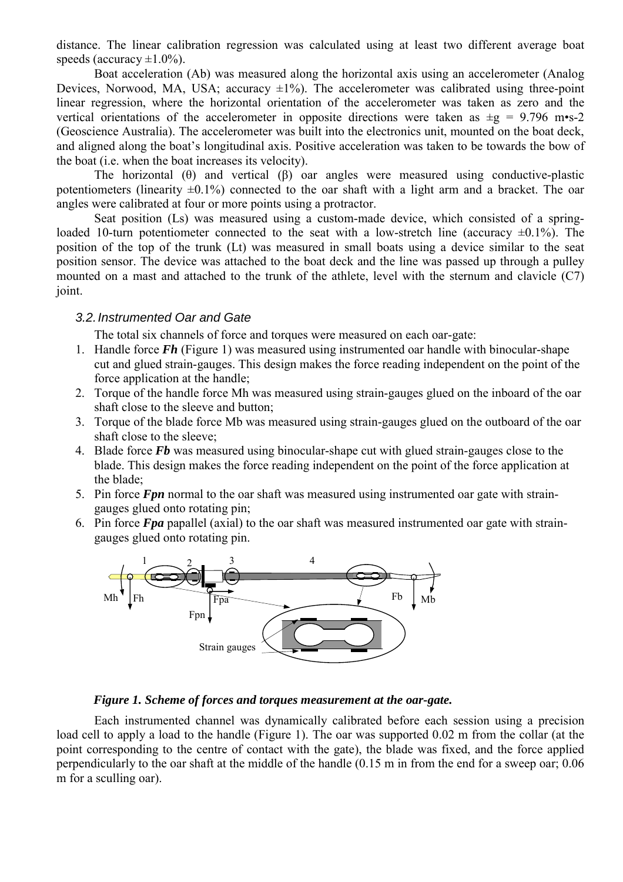distance. The linear calibration regression was calculated using at least two different average boat speeds (accuracy ±1.0%).

Boat acceleration (Ab) was measured along the horizontal axis using an accelerometer (Analog Devices, Norwood, MA, USA; accuracy ±1%). The accelerometer was calibrated using three-point linear regression, where the horizontal orientation of the accelerometer was taken as zero and the vertical orientations of the accelerometer in opposite directions were taken as ±g = 9.796 m•s-2 (Geoscience Australia). The accelerometer was built into the electronics unit, mounted on the boat deck, and aligned along the boat's longitudinal axis. Positive acceleration was taken to be towards the bow of the boat (i.e. when the boat increases its velocity).

The horizontal (θ) and vertical (β) oar angles were measured using conductive-plastic potentiometers (linearity ±0.1%) connected to the oar shaft with a light arm and a bracket. The oar angles were calibrated at four or more points using a protractor.

Seat position (Ls) was measured using a custom-made device, which consisted of a spring-loaded 10-turn potentiometer connected to the seat with a low-stretch line (accuracy ±0.1%). The position of the top of the trunk (Lt) was measured in small boats using a device similar to the seat position sensor. The device was attached to the boat deck and the line was passed up through a pulley mounted on a mast and attached to the trunk of the athlete, level with the sternum and clavicle (C7) joint.

### *3.2. Instrumented Oar and Gate*

The total six channels of force and torques were measured on each oar-gate:

1. Handle force ***Fh*** (Figure 1) was measured using instrumented oar handle with binocular-shape cut and glued strain-gauges. This design makes the force reading independent on the point of the force application at the handle;
2. Torque of the handle force Mh was measured using strain-gauges glued on the inboard of the oar shaft close to the sleeve and button;
3. Torque of the blade force Mb was measured using strain-gauges glued on the outboard of the oar shaft close to the sleeve;
4. Blade force ***Fb*** was measured using binocular-shape cut with glued strain-gauges close to the blade. This design makes the force reading independent on the point of the force application at the blade;
5. Pin force ***Fpn*** normal to the oar shaft was measured using instrumented oar gate with strain-gauges glued onto rotating pin;
6. Pin force ***Fpa*** papallel (axial) to the oar shaft was measured instrumented oar gate with strain-gauges glued onto rotating pin.

***Figure 1. Scheme of forces and torques measurement at the oar-gate.***

Each instrumented channel was dynamically calibrated before each session using a precision load cell to apply a load to the handle (Figure 1). The oar was supported 0.02 m from the collar (at the point corresponding to the centre of contact with the gate), the blade was fixed, and the force applied perpendicularly to the oar shaft at the middle of the handle (0.15 m in from the end for a sweep oar; 0.06 m for a sculling oar).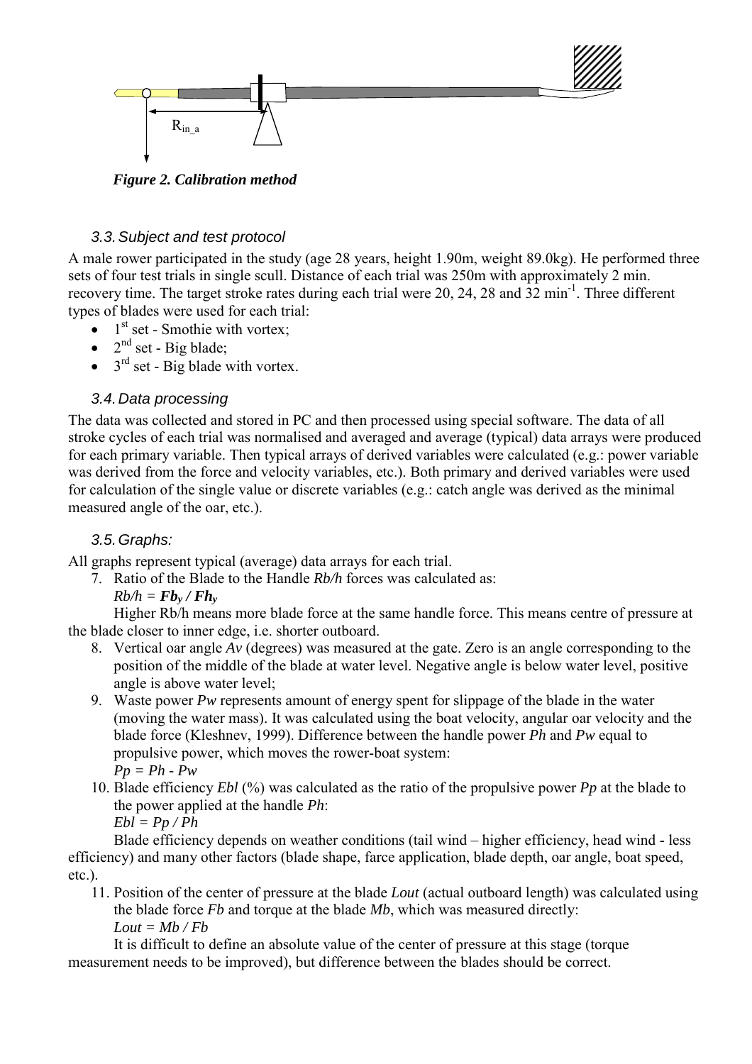R$_{in\_a}$

***Figure 2. Calibration method***

### *3.3. Subject and test protocol*

A male rower participated in the study (age 28 years, height 1.90m, weight 89.0kg). He performed three sets of four test trials in single scull. Distance of each trial was 250m with approximately 2 min. recovery time. The target stroke rates during each trial were 20, 24, 28 and 32 min$^{-1}$. Three different types of blades were used for each trial:

- 1$^{st}$ set - Smothie with vortex;
- 2$^{nd}$ set - Big blade;
- 3$^{rd}$ set - Big blade with vortex.

### *3.4. Data processing*

The data was collected and stored in PC and then processed using special software. The data of all stroke cycles of each trial was normalised and averaged and average (typical) data arrays were produced for each primary variable. Then typical arrays of derived variables were calculated (e.g.: power variable was derived from the force and velocity variables, etc.). Both primary and derived variables were used for calculation of the single value or discrete variables (e.g.: catch angle was derived as the minimal measured angle of the oar, etc.).

### *3.5. Graphs:*

All graphs represent typical (average) data arrays for each trial.

7. Ratio of the Blade to the Handle *Rb/h* forces was calculated as:
   $Rb/h = \boldsymbol{Fb_y / Fh_y}$

   Higher Rb/h means more blade force at the same handle force. This means centre of pressure at the blade closer to inner edge, i.e. shorter outboard.
8. Vertical oar angle *Av* (degrees) was measured at the gate. Zero is an angle corresponding to the position of the middle of the blade at water level. Negative angle is below water level, positive angle is above water level;
9. Waste power *Pw* represents amount of energy spent for slippage of the blade in the water (moving the water mass). It was calculated using the boat velocity, angular oar velocity and the blade force (Kleshnev, 1999). Difference between the handle power *Ph* and *Pw* equal to propulsive power, which moves the rower-boat system:
   $Pp = Ph - Pw$
10. Blade efficiency *Ebl* (%) was calculated as the ratio of the propulsive power *Pp* at the blade to the power applied at the handle *Ph*:
    $Ebl = Pp / Ph$

    Blade efficiency depends on weather conditions (tail wind – higher efficiency, head wind - less efficiency) and many other factors (blade shape, farce application, blade depth, oar angle, boat speed, etc.).
11. Position of the center of pressure at the blade *Lout* (actual outboard length) was calculated using the blade force *Fb* and torque at the blade *Mb*, which was measured directly:
    $Lout = Mb / Fb$

    It is difficult to define an absolute value of the center of pressure at this stage (torque measurement needs to be improved), but difference between the blades should be correct.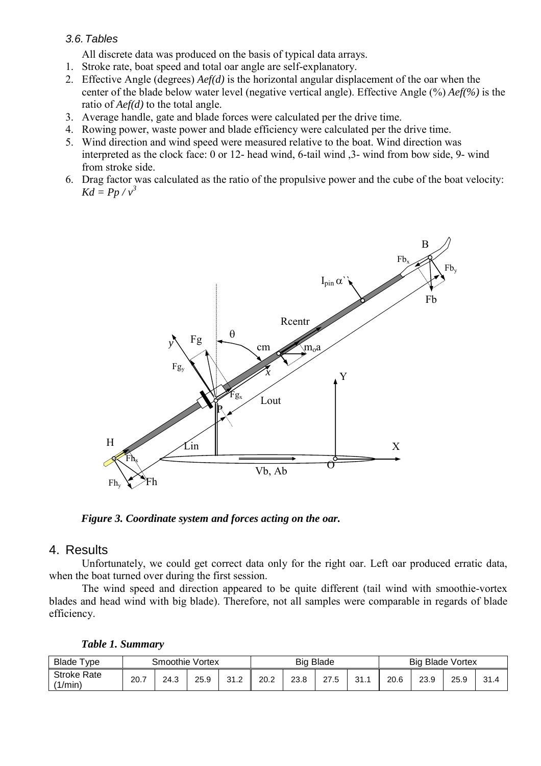### 3.6. Tables

All discrete data was produced on the basis of typical data arrays.

1. Stroke rate, boat speed and total oar angle are self-explanatory.
2. Effective Angle (degrees) *Aef(d)* is the horizontal angular displacement of the oar when the center of the blade below water level (negative vertical angle). Effective Angle (%) *Aef(%)* is the ratio of *Aef(d)* to the total angle.
3. Average handle, gate and blade forces were calculated per the drive time.
4. Rowing power, waste power and blade efficiency were calculated per the drive time.
5. Wind direction and wind speed were measured relative to the boat. Wind direction was interpreted as the clock face: 0 or 12- head wind, 6-tail wind ,3- wind from bow side, 9- wind from stroke side.
6. Drag factor was calculated as the ratio of the propulsive power and the cube of the boat velocity: $Kd = Pp / v^3$

***Figure 3. Coordinate system and forces acting on the oar.***

## 4. Results

Unfortunately, we could get correct data only for the right oar. Left oar produced erratic data, when the boat turned over during the first session.

The wind speed and direction appeared to be quite different (tail wind with smoothie-vortex blades and head wind with big blade). Therefore, not all samples were comparable in regards of blade efficiency.

***Table 1. Summary***

| Blade Type | Smoothie Vortex | | | | Big Blade | | | | Big Blade Vortex | | | |
|---|---|---|---|---|---|---|---|---|---|---|---|---|
| Stroke Rate (1/min) | 20.7 | 24.3 | 25.9 | 31.2 | 20.2 | 23.8 | 27.5 | 31.1 | 20.6 | 23.9 | 25.9 | 31.4 |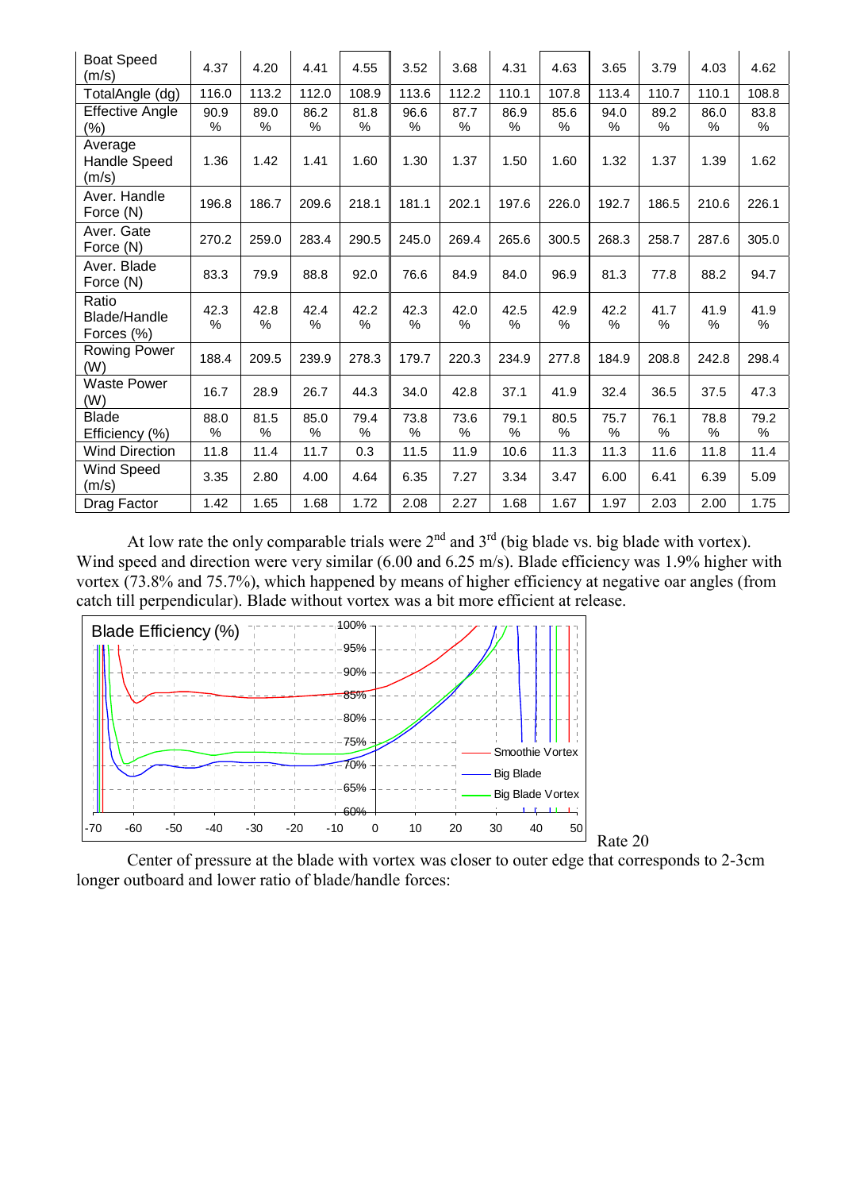| Boat Speed (m/s) | 4.37 | 4.20 | 4.41 | 4.55 | 3.52 | 3.68 | 4.31 | 4.63 | 3.65 | 3.79 | 4.03 | 4.62 |
|---|---|---|---|---|---|---|---|---|---|---|---|---|
| TotalAngle (dg) | 116.0 | 113.2 | 112.0 | 108.9 | 113.6 | 112.2 | 110.1 | 107.8 | 113.4 | 110.7 | 110.1 | 108.8 |
| Effective Angle (%) | 90.9 % | 89.0 % | 86.2 % | 81.8 % | 96.6 % | 87.7 % | 86.9 % | 85.6 % | 94.0 % | 89.2 % | 86.0 % | 83.8 % |
| Average Handle Speed (m/s) | 1.36 | 1.42 | 1.41 | 1.60 | 1.30 | 1.37 | 1.50 | 1.60 | 1.32 | 1.37 | 1.39 | 1.62 |
| Aver. Handle Force (N) | 196.8 | 186.7 | 209.6 | 218.1 | 181.1 | 202.1 | 197.6 | 226.0 | 192.7 | 186.5 | 210.6 | 226.1 |
| Aver. Gate Force (N) | 270.2 | 259.0 | 283.4 | 290.5 | 245.0 | 269.4 | 265.6 | 300.5 | 268.3 | 258.7 | 287.6 | 305.0 |
| Aver. Blade Force (N) | 83.3 | 79.9 | 88.8 | 92.0 | 76.6 | 84.9 | 84.0 | 96.9 | 81.3 | 77.8 | 88.2 | 94.7 |
| Ratio Blade/Handle Forces (%) | 42.3 % | 42.8 % | 42.4 % | 42.2 % | 42.3 % | 42.0 % | 42.5 % | 42.9 % | 42.2 % | 41.7 % | 41.9 % | 41.9 % |
| Rowing Power (W) | 188.4 | 209.5 | 239.9 | 278.3 | 179.7 | 220.3 | 234.9 | 277.8 | 184.9 | 208.8 | 242.8 | 298.4 |
| Waste Power (W) | 16.7 | 28.9 | 26.7 | 44.3 | 34.0 | 42.8 | 37.1 | 41.9 | 32.4 | 36.5 | 37.5 | 47.3 |
| Blade Efficiency (%) | 88.0 % | 81.5 % | 85.0 % | 79.4 % | 73.8 % | 73.6 % | 79.1 % | 80.5 % | 75.7 % | 76.1 % | 78.8 % | 79.2 % |
| Wind Direction | 11.8 | 11.4 | 11.7 | 0.3 | 11.5 | 11.9 | 10.6 | 11.3 | 11.3 | 11.6 | 11.8 | 11.4 |
| Wind Speed (m/s) | 3.35 | 2.80 | 4.00 | 4.64 | 6.35 | 7.27 | 3.34 | 3.47 | 6.00 | 6.41 | 6.39 | 5.09 |
| Drag Factor | 1.42 | 1.65 | 1.68 | 1.72 | 2.08 | 2.27 | 1.68 | 1.67 | 1.97 | 2.03 | 2.00 | 1.75 |

At low rate the only comparable trials were 2nd and 3rd (big blade vs. big blade with vortex). Wind speed and direction were very similar (6.00 and 6.25 m/s). Blade efficiency was 1.9% higher with vortex (73.8% and 75.7%), which happened by means of higher efficiency at negative oar angles (from catch till perpendicular). Blade without vortex was a bit more efficient at release.

Rate 20

Center of pressure at the blade with vortex was closer to outer edge that corresponds to 2-3cm longer outboard and lower ratio of blade/handle forces: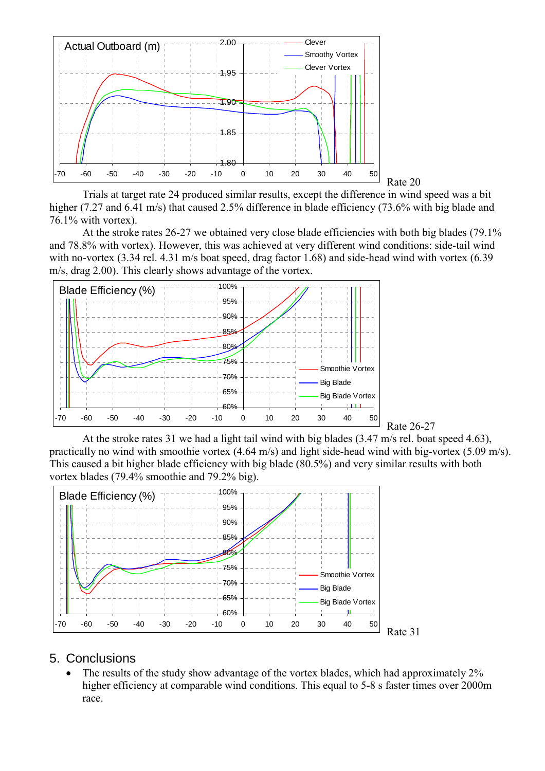Rate 20

Trials at target rate 24 produced similar results, except the difference in wind speed was a bit higher (7.27 and 6.41 m/s) that caused 2.5% difference in blade efficiency (73.6% with big blade and 76.1% with vortex).

At the stroke rates 26-27 we obtained very close blade efficiencies with both big blades (79.1% and 78.8% with vortex). However, this was achieved at very different wind conditions: side-tail wind with no-vortex (3.34 rel. 4.31 m/s boat speed, drag factor 1.68) and side-head wind with vortex (6.39 m/s, drag 2.00). This clearly shows advantage of the vortex.

Rate 26-27

At the stroke rates 31 we had a light tail wind with big blades (3.47 m/s rel. boat speed 4.63), practically no wind with smoothie vortex (4.64 m/s) and light side-head wind with big-vortex (5.09 m/s). This caused a bit higher blade efficiency with big blade (80.5%) and very similar results with both vortex blades (79.4% smoothie and 79.2% big).

Rate 31

## 5. Conclusions

- The results of the study show advantage of the vortex blades, which had approximately 2% higher efficiency at comparable wind conditions. This equal to 5-8 s faster times over 2000m race.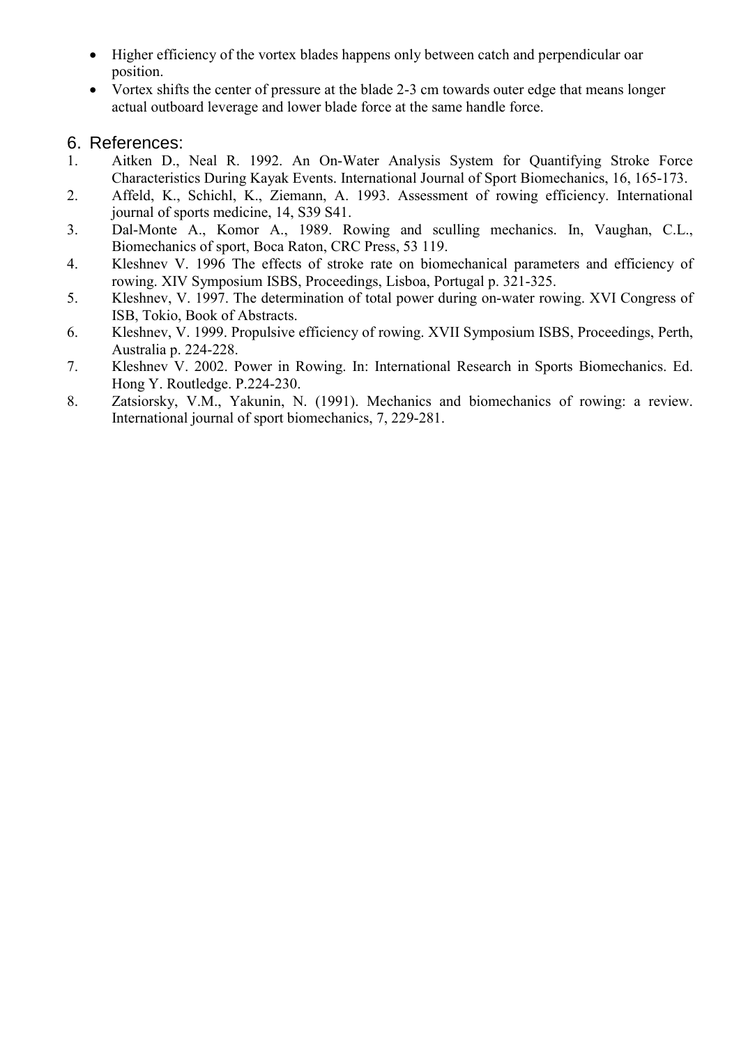- Higher efficiency of the vortex blades happens only between catch and perpendicular oar position.
- Vortex shifts the center of pressure at the blade 2-3 cm towards outer edge that means longer actual outboard leverage and lower blade force at the same handle force.

## 6. References:

1. Aitken D., Neal R. 1992. An On-Water Analysis System for Quantifying Stroke Force Characteristics During Kayak Events. International Journal of Sport Biomechanics, 16, 165-173.
2. Affeld, K., Schichl, K., Ziemann, A. 1993. Assessment of rowing efficiency. International journal of sports medicine, 14, S39 S41.
3. Dal-Monte A., Komor A., 1989. Rowing and sculling mechanics. In, Vaughan, C.L., Biomechanics of sport, Boca Raton, CRC Press, 53 119.
4. Kleshnev V. 1996 The effects of stroke rate on biomechanical parameters and efficiency of rowing. XIV Symposium ISBS, Proceedings, Lisboa, Portugal p. 321-325.
5. Kleshnev, V. 1997. The determination of total power during on-water rowing. XVI Congress of ISB, Tokio, Book of Abstracts.
6. Kleshnev, V. 1999. Propulsive efficiency of rowing. XVII Symposium ISBS, Proceedings, Perth, Australia p. 224-228.
7. Kleshnev V. 2002. Power in Rowing. In: International Research in Sports Biomechanics. Ed. Hong Y. Routledge. P.224-230.
8. Zatsiorsky, V.M., Yakunin, N. (1991). Mechanics and biomechanics of rowing: a review. International journal of sport biomechanics, 7, 229-281.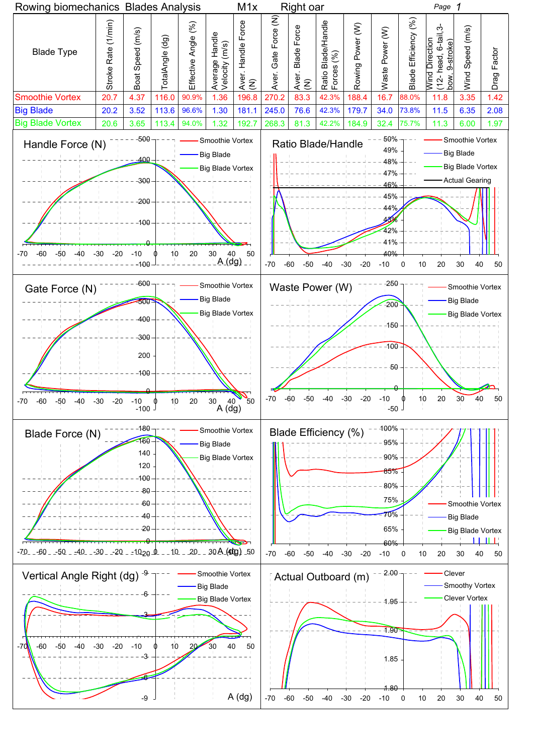# Rowing biomechanics Blades Analysis M1x Right oar

| Blade Type | Stroke Rate (1/min) | Boat Speed (m/s) | TotalAngle (dg) | Effective Angle (%) | Average Handle Velocity (m/s) | Aver. Handle Force (N) | Aver. Gate Force (N) | Aver. Blade Force (N) | Ratio Blade/Handle Forces (%) | Rowing Power (W) | Waste Power (W) | Blade Efficiency (%) | Wind Direction (12- head, 6-tail,3-bow, 9-stroke) | Wind Speed (m/s) | Drag Factor |
|---|---|---|---|---|---|---|---|---|---|---|---|---|---|---|---|
| Smoothie Vortex | 20.7 | 4.37 | 116.0 | 90.9% | 1.36 | 196.8 | 270.2 | 83.3 | 42.3% | 188.4 | 16.7 | 88.0% | 11.8 | 3.35 | 1.42 |
| Big Blade | 20.2 | 3.52 | 113.6 | 96.6% | 1.30 | 181.1 | 245.0 | 76.6 | 42.3% | 179.7 | 34.0 | 73.8% | 11.5 | 6.35 | 2.08 |
| Big Blade Vortex | 20.6 | 3.65 | 113.4 | 94.0% | 1.32 | 192.7 | 268.3 | 81.3 | 42.2% | 184.9 | 32.4 | 75.7% | 11.3 | 6.00 | 1.97 |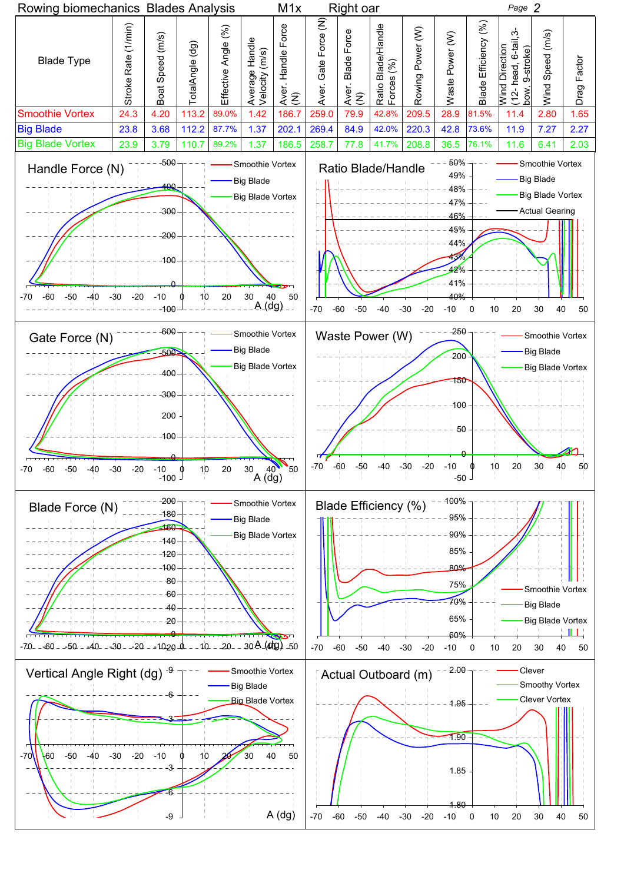# Rowing biomechanics Blades Analysis M1x Right oar

| Blade Type | Stroke Rate (1/min) | Boat Speed (m/s) | TotalAngle (dg) | Effective Angle (%) | Average Handle Velocity (m/s) | Aver. Handle Force (N) | Aver. Gate Force (N) | Aver. Blade Force (N) | Ratio Blade/Handle Forces (%) | Rowing Power (W) | Waste Power (W) | Blade Efficiency (%) | Wind Direction (12- head, 6-tail,3-bow, 9-stroke) | Wind Speed (m/s) | Drag Factor |
|---|---|---|---|---|---|---|---|---|---|---|---|---|---|---|---|
| Smoothie Vortex | 24.3 | 4.20 | 113.2 | 89.0% | 1.42 | 186.7 | 259.0 | 79.9 | 42.8% | 209.5 | 28.9 | 81.5% | 11.4 | 2.80 | 1.65 |
| Big Blade | 23.8 | 3.68 | 112.2 | 87.7% | 1.37 | 202.1 | 269.4 | 84.9 | 42.0% | 220.3 | 42.8 | 73.6% | 11.9 | 7.27 | 2.27 |
| Big Blade Vortex | 23.9 | 3.79 | 110.7 | 89.2% | 1.37 | 186.5 | 258.7 | 77.8 | 41.7% | 208.8 | 36.5 | 76.1% | 11.6 | 6.41 | 2.03 |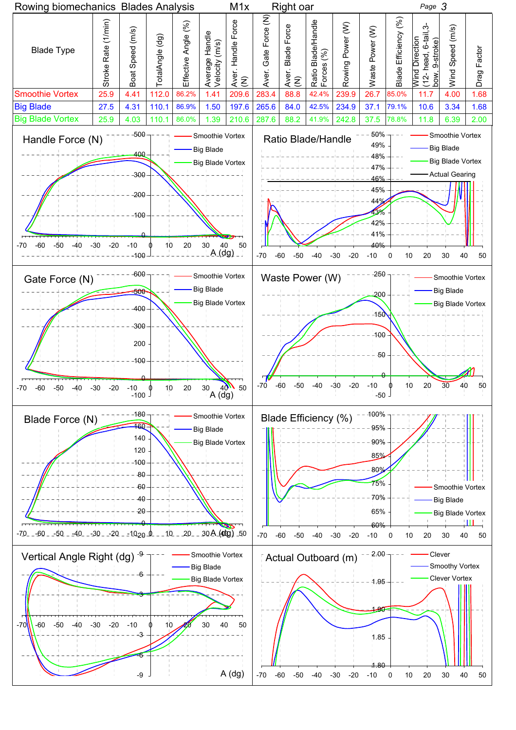Rowing biomechanics Blades Analysis    M1x    Right oar

| Blade Type | Stroke Rate (1/min) | Boat Speed (m/s) | TotalAngle (dg) | Effective Angle (%) | Average Handle Velocity (m/s) | Aver. Handle Force (N) | Aver. Gate Force (N) | Aver. Blade Force (N) | Ratio Blade/Handle Forces (%) | Rowing Power (W) | Waste Power (W) | Blade Efficiency (%) | Wind Direction (12- head, 6-tail, 3-bow, 9-stroke) | Wind Speed (m/s) | Drag Factor |
|---|---|---|---|---|---|---|---|---|---|---|---|---|---|---|---|
| Smoothie Vortex | 25.9 | 4.41 | 112.0 | 86.2% | 1.41 | 209.6 | 283.4 | 88.8 | 42.4% | 239.9 | 26.7 | 85.0% | 11.7 | 4.00 | 1.68 |
| Big Blade | 27.5 | 4.31 | 110.1 | 86.9% | 1.50 | 197.6 | 265.6 | 84.0 | 42.5% | 234.9 | 37.1 | 79.1% | 10.6 | 3.34 | 1.68 |
| Big Blade Vortex | 25.9 | 4.03 | 110.1 | 86.0% | 1.39 | 210.6 | 287.6 | 88.2 | 41.9% | 242.8 | 37.5 | 78.8% | 11.8 | 6.39 | 2.00 |

Handle Force (N) — Smoothie Vortex, Big Blade, Big Blade Vortex; A (dg)

Ratio Blade/Handle — Smoothie Vortex, Big Blade, Big Blade Vortex, Actual Gearing

Gate Force (N) — Smoothie Vortex, Big Blade, Big Blade Vortex; A (dg)

Waste Power (W) — Smoothie Vortex, Big Blade, Big Blade Vortex

Blade Force (N) — Smoothie Vortex, Big Blade, Big Blade Vortex; A (dg)

Blade Efficiency (%) — Smoothie Vortex, Big Blade, Big Blade Vortex

Vertical Angle Right (dg) — Smoothie Vortex, Big Blade, Big Blade Vortex; A (dg)

Actual Outboard (m) — Clever, Smoothy Vortex, Clever Vortex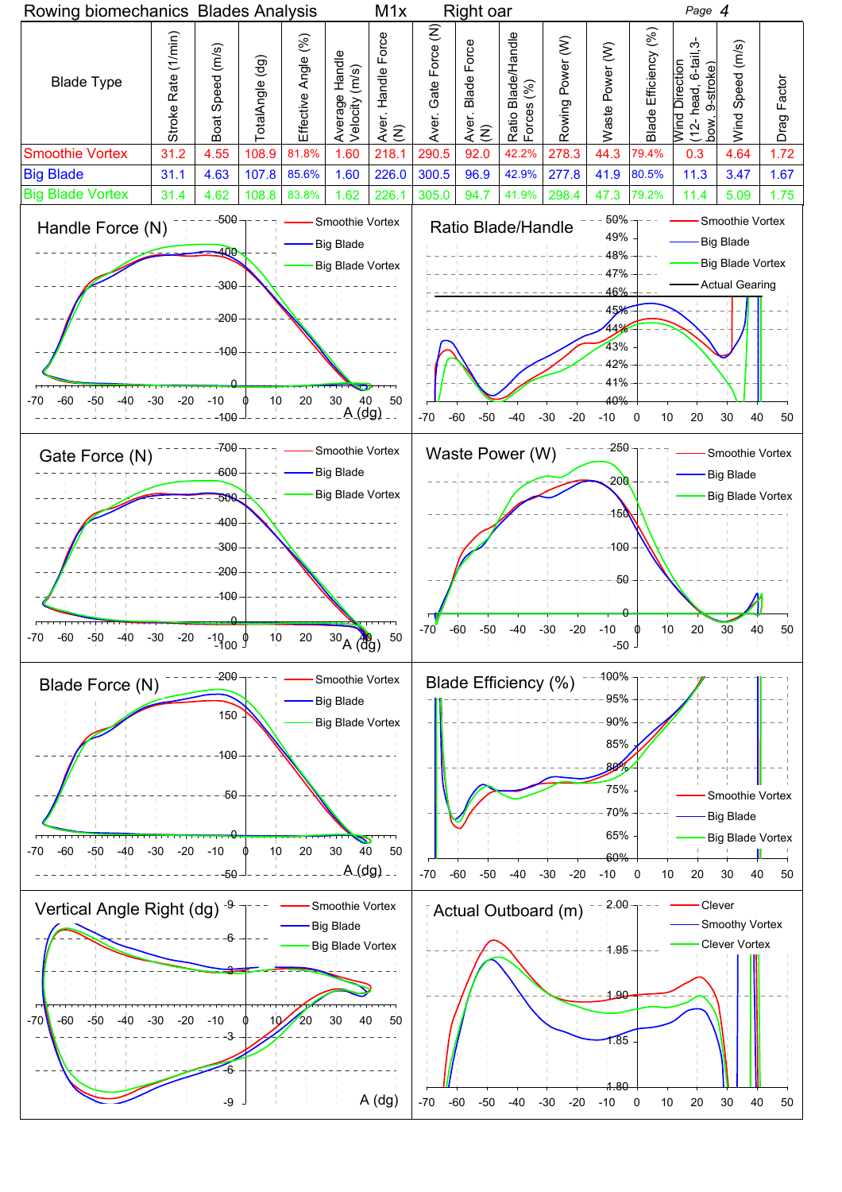Rowing biomechanics Blades Analysis M1x Right oar

| Blade Type | Stroke Rate (1/min) | Boat Speed (m/s) | TotalAngle (dg) | Effective Angle (%) | Average Handle Velocity (m/s) | Aver. Handle Force (N) | Aver. Gate Force (N) | Aver. Blade Force (N) | Ratio Blade/Handle Forces (%) | Rowing Power (W) | Waste Power (W) | Blade Efficiency (%) | Wind Direction (12- head, 6-tail,3-bow, 9-stroke) | Wind Speed (m/s) | Drag Factor |
|---|---|---|---|---|---|---|---|---|---|---|---|---|---|---|---|
| Smoothie Vortex | 31.2 | 4.55 | 108.9 | 81.8% | 1.60 | 218.1 | 290.5 | 92.0 | 42.2% | 278.3 | 44.3 | 79.4% | 0.3 | 4.64 | 1.72 |
| Big Blade | 31.1 | 4.63 | 107.8 | 85.6% | 1.60 | 226.0 | 300.5 | 96.9 | 42.9% | 277.8 | 41.9 | 80.5% | 11.3 | 3.47 | 1.67 |
| Big Blade Vortex | 31.4 | 4.62 | 108.8 | 83.8% | 1.62 | 226.1 | 305.0 | 94.7 | 41.9% | 298.4 | 47.3 | 79.2% | 11.4 | 5.09 | 1.75 |

Handle Force (N)
Smoothie Vortex
Big Blade
Big Blade Vortex
500 400 300 200 100 0 -100
-70 -60 -50 -40 -30 -20 -10 0 10 20 30 40 50
A (dg)

Ratio Blade/Handle
Smoothie Vortex
Big Blade
Big Blade Vortex
Actual Gearing
50% 49% 48% 47% 46% 45% 44% 43% 42% 41% 40%
-70 -60 -50 -40 -30 -20 -10 0 10 20 30 40 50

Gate Force (N)
Smoothie Vortex
Big Blade
Big Blade Vortex
700 600 500 400 300 200 100 0 -100
-70 -60 -50 -40 -30 -20 -10 0 10 20 30 40 50
A (dg)

Waste Power (W)
Smoothie Vortex
Big Blade
Big Blade Vortex
250 200 150 100 50 0 -50
-70 -60 -50 -40 -30 -20 -10 0 10 20 30 40 50

Blade Force (N)
Smoothie Vortex
Big Blade
Big Blade Vortex
200 150 100 50 0 -50
-70 -60 -50 -40 -30 -20 -10 0 10 20 30 40 50
A (dg)

Blade Efficiency (%)
Smoothie Vortex
Big Blade
Big Blade Vortex
100% 95% 90% 85% 80% 75% 70% 65% 60%
-70 -60 -50 -40 -30 -20 -10 0 10 20 30 40 50

Vertical Angle Right (dg)
Smoothie Vortex
Big Blade
Big Blade Vortex
9 6 3 0 -3 -6 -9
-70 -60 -50 -40 -30 -20 -10 0 10 20 30 40 50
A (dg)

Actual Outboard (m)
Clever
Smoothy Vortex
Clever Vortex
2.00 1.95 1.90 1.85 1.80
-70 -60 -50 -40 -30 -20 -10 0 10 20 30 40 50